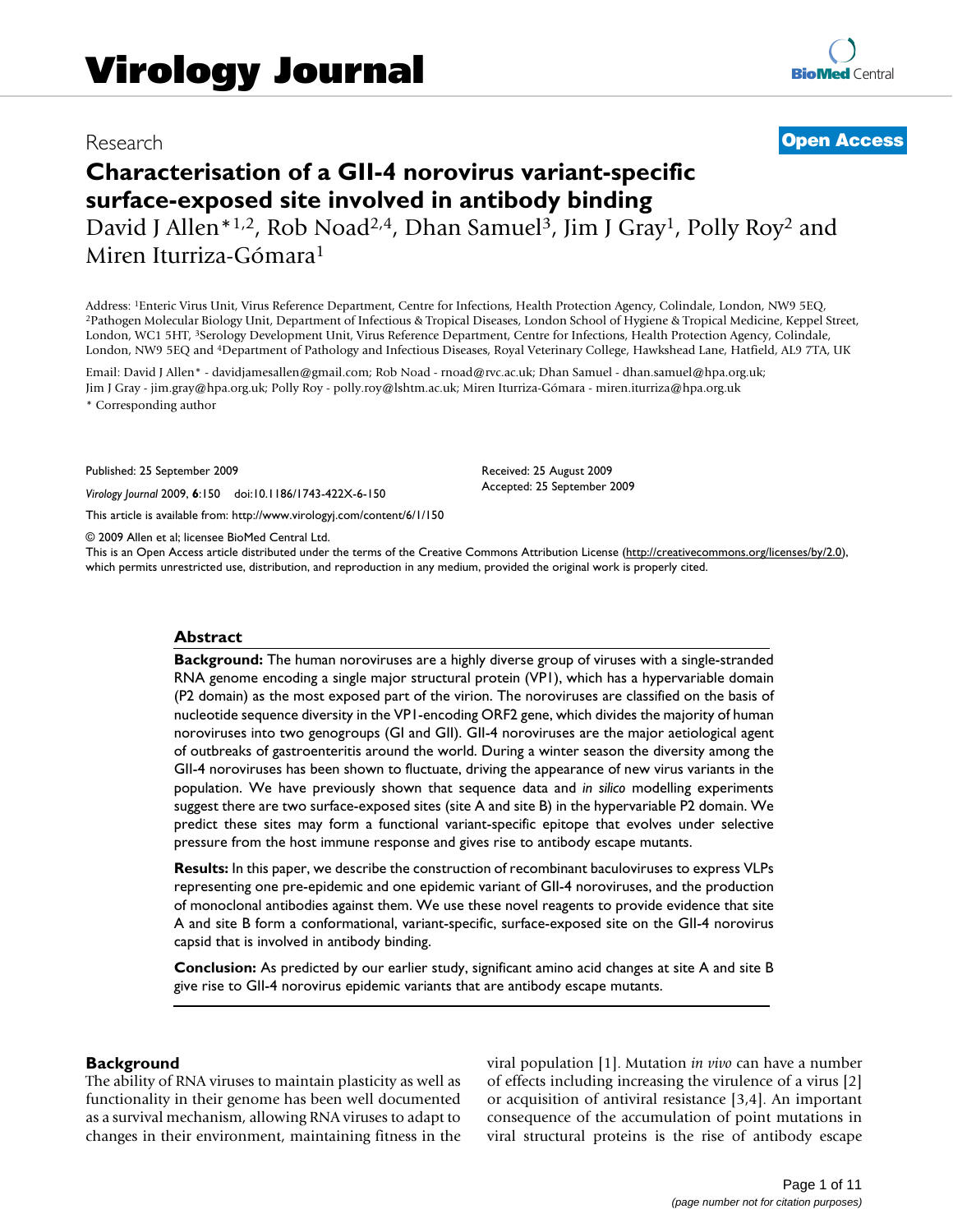Research

**Open Access**

# Characterisation of a GII-4 norovirus variant-specific surface-exposed site involved in antibody binding

David J Allen*[1,2], Rob Noad[2,4], Dhan Samuel[3], Jim J Gray[1], Polly Roy[2] and Miren Iturriza-Gómara[1]

Address: [1]Enteric Virus Unit, Virus Reference Department, Centre for Infections, Health Protection Agency, Colindale, London, NW9 5EQ, [2]Pathogen Molecular Biology Unit, Department of Infectious & Tropical Diseases, London School of Hygiene & Tropical Medicine, Keppel Street, London, WC1 5HT, [3]Serology Development Unit, Virus Reference Department, Centre for Infections, Health Protection Agency, Colindale, London, NW9 5EQ and [4]Department of Pathology and Infectious Diseases, Royal Veterinary College, Hawkshead Lane, Hatfield, AL9 7TA, UK

Email: David J Allen* - davidjamesallen@gmail.com; Rob Noad - rnoad@rvc.ac.uk; Dhan Samuel - dhan.samuel@hpa.org.uk; Jim J Gray - jim.gray@hpa.org.uk; Polly Roy - polly.roy@lshtm.ac.uk; Miren Iturriza-Gómara - miren.iturriza@hpa.org.uk

\* Corresponding author

Published: 25 September 2009

*Virology Journal* 2009, **6**:150 doi:10.1186/1743-422X-6-150

Received: 25 August 2009
Accepted: 25 September 2009

This article is available from: http://www.virologyj.com/content/6/1/150

© 2009 Allen et al; licensee BioMed Central Ltd.
This is an Open Access article distributed under the terms of the Creative Commons Attribution License (http://creativecommons.org/licenses/by/2.0), which permits unrestricted use, distribution, and reproduction in any medium, provided the original work is properly cited.

## Abstract

**Background:** The human noroviruses are a highly diverse group of viruses with a single-stranded RNA genome encoding a single major structural protein (VP1), which has a hypervariable domain (P2 domain) as the most exposed part of the virion. The noroviruses are classified on the basis of nucleotide sequence diversity in the VP1-encoding ORF2 gene, which divides the majority of human noroviruses into two genogroups (GI and GII). GII-4 noroviruses are the major aetiological agent of outbreaks of gastroenteritis around the world. During a winter season the diversity among the GII-4 noroviruses has been shown to fluctuate, driving the appearance of new virus variants in the population. We have previously shown that sequence data and *in silico* modelling experiments suggest there are two surface-exposed sites (site A and site B) in the hypervariable P2 domain. We predict these sites may form a functional variant-specific epitope that evolves under selective pressure from the host immune response and gives rise to antibody escape mutants.

**Results:** In this paper, we describe the construction of recombinant baculoviruses to express VLPs representing one pre-epidemic and one epidemic variant of GII-4 noroviruses, and the production of monoclonal antibodies against them. We use these novel reagents to provide evidence that site A and site B form a conformational, variant-specific, surface-exposed site on the GII-4 norovirus capsid that is involved in antibody binding.

**Conclusion:** As predicted by our earlier study, significant amino acid changes at site A and site B give rise to GII-4 norovirus epidemic variants that are antibody escape mutants.

## Background

The ability of RNA viruses to maintain plasticity as well as functionality in their genome has been well documented as a survival mechanism, allowing RNA viruses to adapt to changes in their environment, maintaining fitness in the viral population [1]. Mutation *in vivo* can have a number of effects including increasing the virulence of a virus [2] or acquisition of antiviral resistance [3,4]. An important consequence of the accumulation of point mutations in viral structural proteins is the rise of antibody escape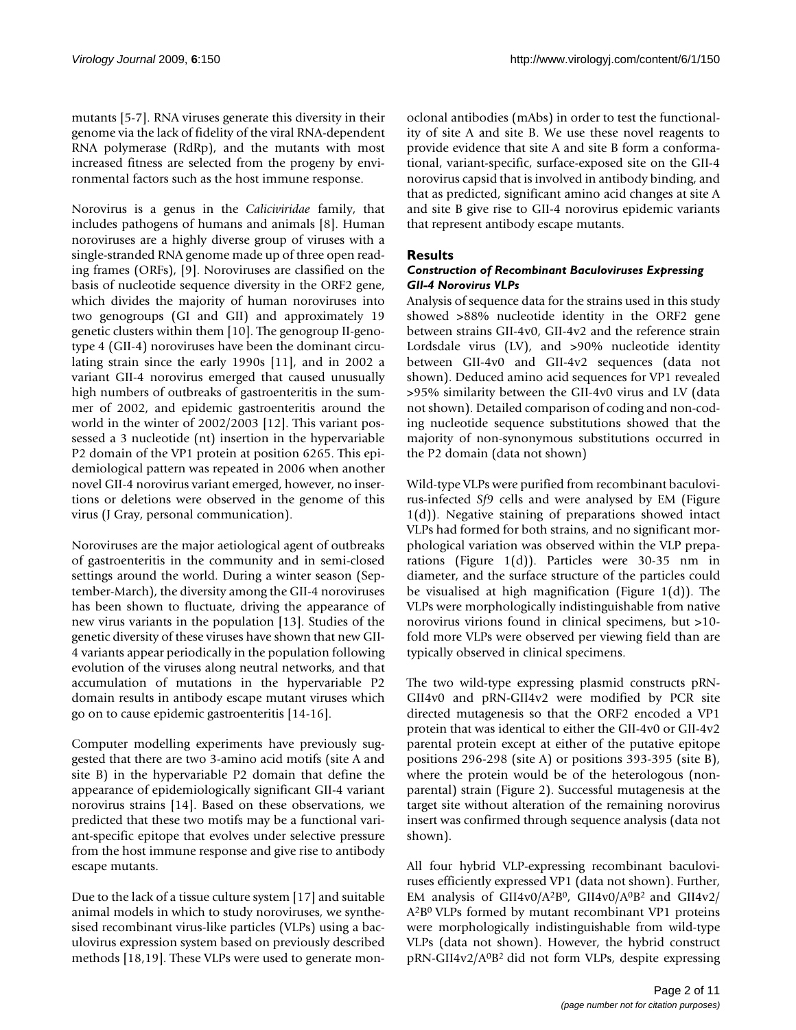mutants [5-7]. RNA viruses generate this diversity in their genome via the lack of fidelity of the viral RNA-dependent RNA polymerase (RdRp), and the mutants with most increased fitness are selected from the progeny by environmental factors such as the host immune response.

Norovirus is a genus in the *Caliciviridae* family, that includes pathogens of humans and animals [8]. Human noroviruses are a highly diverse group of viruses with a single-stranded RNA genome made up of three open reading frames (ORFs), [9]. Noroviruses are classified on the basis of nucleotide sequence diversity in the ORF2 gene, which divides the majority of human noroviruses into two genogroups (GI and GII) and approximately 19 genetic clusters within them [10]. The genogroup II-genotype 4 (GII-4) noroviruses have been the dominant circulating strain since the early 1990s [11], and in 2002 a variant GII-4 norovirus emerged that caused unusually high numbers of outbreaks of gastroenteritis in the summer of 2002, and epidemic gastroenteritis around the world in the winter of 2002/2003 [12]. This variant possessed a 3 nucleotide (nt) insertion in the hypervariable P2 domain of the VP1 protein at position 6265. This epidemiological pattern was repeated in 2006 when another novel GII-4 norovirus variant emerged, however, no insertions or deletions were observed in the genome of this virus (J Gray, personal communication).

Noroviruses are the major aetiological agent of outbreaks of gastroenteritis in the community and in semi-closed settings around the world. During a winter season (September-March), the diversity among the GII-4 noroviruses has been shown to fluctuate, driving the appearance of new virus variants in the population [13]. Studies of the genetic diversity of these viruses have shown that new GII-4 variants appear periodically in the population following evolution of the viruses along neutral networks, and that accumulation of mutations in the hypervariable P2 domain results in antibody escape mutant viruses which go on to cause epidemic gastroenteritis [14-16].

Computer modelling experiments have previously suggested that there are two 3-amino acid motifs (site A and site B) in the hypervariable P2 domain that define the appearance of epidemiologically significant GII-4 variant norovirus strains [14]. Based on these observations, we predicted that these two motifs may be a functional variant-specific epitope that evolves under selective pressure from the host immune response and give rise to antibody escape mutants.

Due to the lack of a tissue culture system [17] and suitable animal models in which to study noroviruses, we synthesised recombinant virus-like particles (VLPs) using a baculovirus expression system based on previously described methods [18,19]. These VLPs were used to generate monoclonal antibodies (mAbs) in order to test the functionality of site A and site B. We use these novel reagents to provide evidence that site A and site B form a conformational, variant-specific, surface-exposed site on the GII-4 norovirus capsid that is involved in antibody binding, and that as predicted, significant amino acid changes at site A and site B give rise to GII-4 norovirus epidemic variants that represent antibody escape mutants.

## Results

### *Construction of Recombinant Baculoviruses Expressing GII-4 Norovirus VLPs*

Analysis of sequence data for the strains used in this study showed >88% nucleotide identity in the ORF2 gene between strains GII-4v0, GII-4v2 and the reference strain Lordsdale virus (LV), and >90% nucleotide identity between GII-4v0 and GII-4v2 sequences (data not shown). Deduced amino acid sequences for VP1 revealed >95% similarity between the GII-4v0 virus and LV (data not shown). Detailed comparison of coding and non-coding nucleotide sequence substitutions showed that the majority of non-synonymous substitutions occurred in the P2 domain (data not shown)

Wild-type VLPs were purified from recombinant baculovirus-infected *Sf9* cells and were analysed by EM (Figure 1(d)). Negative staining of preparations showed intact VLPs had formed for both strains, and no significant morphological variation was observed within the VLP preparations (Figure 1(d)). Particles were 30-35 nm in diameter, and the surface structure of the particles could be visualised at high magnification (Figure 1(d)). The VLPs were morphologically indistinguishable from native norovirus virions found in clinical specimens, but >10-fold more VLPs were observed per viewing field than are typically observed in clinical specimens.

The two wild-type expressing plasmid constructs pRN-GII4v0 and pRN-GII4v2 were modified by PCR site directed mutagenesis so that the ORF2 encoded a VP1 protein that was identical to either the GII-4v0 or GII-4v2 parental protein except at either of the putative epitope positions 296-298 (site A) or positions 393-395 (site B), where the protein would be of the heterologous (non-parental) strain (Figure 2). Successful mutagenesis at the target site without alteration of the remaining norovirus insert was confirmed through sequence analysis (data not shown).

All four hybrid VLP-expressing recombinant baculoviruses efficiently expressed VP1 (data not shown). Further, EM analysis of GII4v0/$A^2B^0$, GII4v0/$A^0B^2$ and GII4v2/$A^2B^0$ VLPs formed by mutant recombinant VP1 proteins were morphologically indistinguishable from wild-type VLPs (data not shown). However, the hybrid construct pRN-GII4v2/$A^0B^2$ did not form VLPs, despite expressing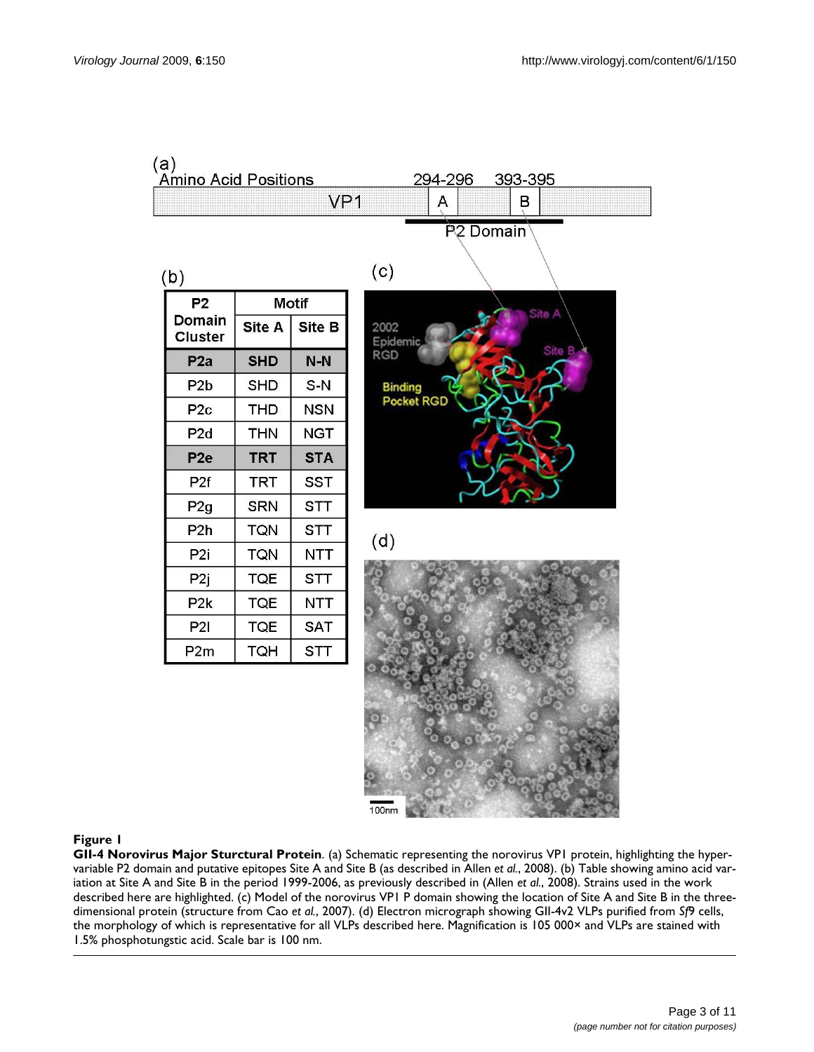(a)

Amino Acid Positions — 294-296, 393-395

VP1 — A, B

P2 Domain

(b)

| P2 Domain Cluster | Motif | |
|---|---|---|
| | Site A | Site B |
| **P2a** | **SHD** | **N-N** |
| P2b | SHD | S-N |
| P2c | THD | NSN |
| P2d | THN | NGT |
| **P2e** | **TRT** | **STA** |
| P2f | TRT | SST |
| P2g | SRN | STT |
| P2h | TQN | STT |
| P2i | TQN | NTT |
| P2j | TQE | STT |
| P2k | TQE | NTT |
| P2l | TQE | SAT |
| P2m | TQH | STT |

(c)

(d)

**Figure 1**

**GII-4 Norovirus Major Sturctural Protein**. (a) Schematic representing the norovirus VP1 protein, highlighting the hypervariable P2 domain and putative epitopes Site A and Site B (as described in Allen *et al.*, 2008). (b) Table showing amino acid variation at Site A and Site B in the period 1999-2006, as previously described in (Allen *et al.*, 2008). Strains used in the work described here are highlighted. (c) Model of the norovirus VP1 P domain showing the location of Site A and Site B in the three-dimensional protein (structure from Cao *et al.*, 2007). (d) Electron micrograph showing GII-4v2 VLPs purified from *Sf*9 cells, the morphology of which is representative for all VLPs described here. Magnification is 105 000× and VLPs are stained with 1.5% phosphotungstic acid. Scale bar is 100 nm.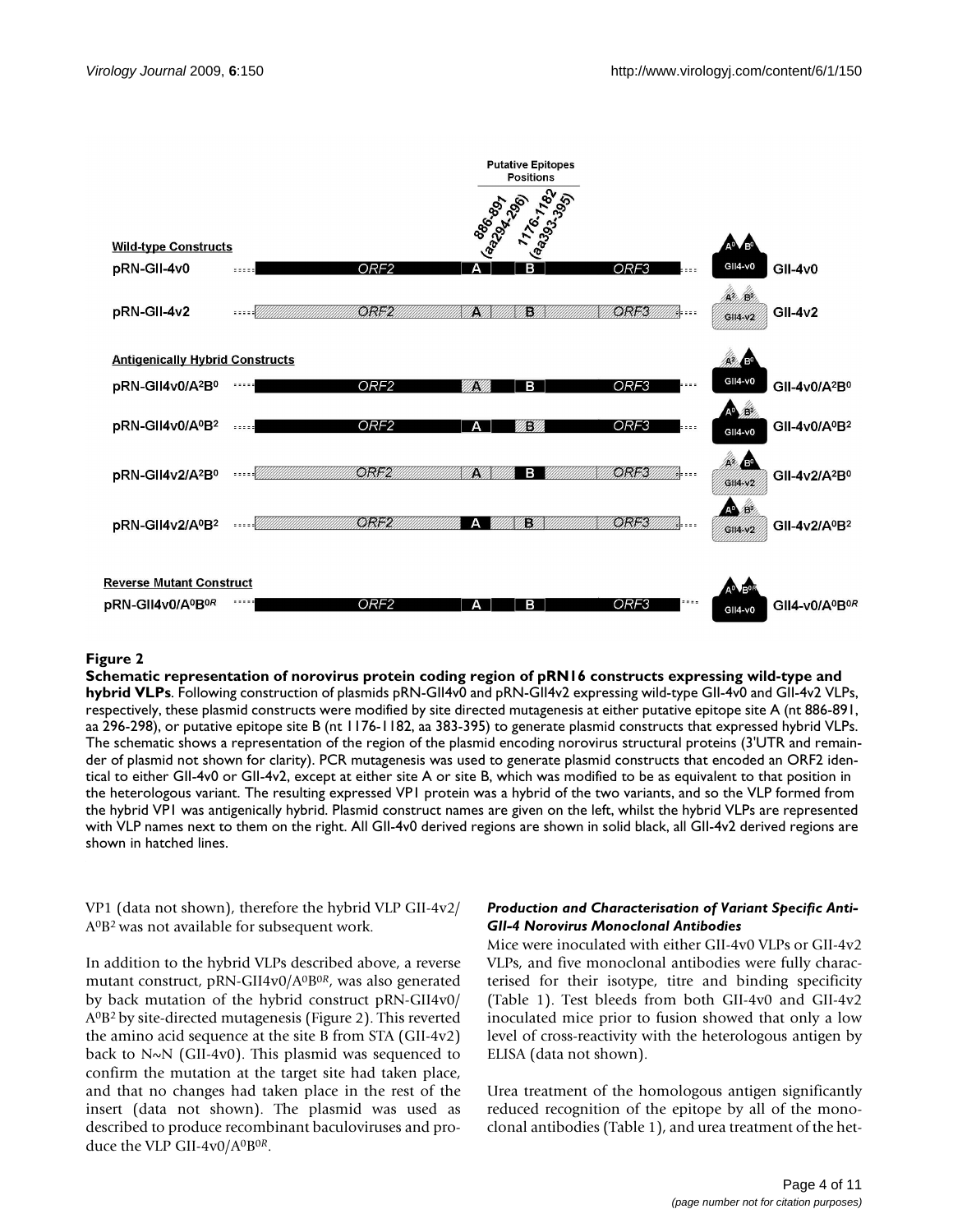**Figure 2**

**Schematic representation of norovirus protein coding region of pRN16 constructs expressing wild-type and hybrid VLPs**. Following construction of plasmids pRN-GII4v0 and pRN-GII4v2 expressing wild-type GII-4v0 and GII-4v2 VLPs, respectively, these plasmid constructs were modified by site directed mutagenesis at either putative epitope site A (nt 886-891, aa 296-298), or putative epitope site B (nt 1176-1182, aa 383-395) to generate plasmid constructs that expressed hybrid VLPs. The schematic shows a representation of the region of the plasmid encoding norovirus structural proteins (3'UTR and remainder of plasmid not shown for clarity). PCR mutagenesis was used to generate plasmid constructs that encoded an ORF2 identical to either GII-4v0 or GII-4v2, except at either site A or site B, which was modified to be as equivalent to that position in the heterologous variant. The resulting expressed VP1 protein was a hybrid of the two variants, and so the VLP formed from the hybrid VP1 was antigenically hybrid. Plasmid construct names are given on the left, whilst the hybrid VLPs are represented with VLP names next to them on the right. All GII-4v0 derived regions are shown in solid black, all GII-4v2 derived regions are shown in hatched lines.

VP1 (data not shown), therefore the hybrid VLP GII-4v2/$A^0B^2$ was not available for subsequent work.

In addition to the hybrid VLPs described above, a reverse mutant construct, pRN-GII4v0/$A^0B^{0R}$, was also generated by back mutation of the hybrid construct pRN-GII4v0/$A^0B^2$ by site-directed mutagenesis (Figure 2). This reverted the amino acid sequence at the site B from STA (GII-4v2) back to N~N (GII-4v0). This plasmid was sequenced to confirm the mutation at the target site had taken place, and that no changes had taken place in the rest of the insert (data not shown). The plasmid was used as described to produce recombinant baculoviruses and produce the VLP GII-4v0/$A^0B^{0R}$.

#### *Production and Characterisation of Variant Specific Anti-GII-4 Norovirus Monoclonal Antibodies*

Mice were inoculated with either GII-4v0 VLPs or GII-4v2 VLPs, and five monoclonal antibodies were fully characterised for their isotype, titre and binding specificity (Table 1). Test bleeds from both GII-4v0 and GII-4v2 inoculated mice prior to fusion showed that only a low level of cross-reactivity with the heterologous antigen by ELISA (data not shown).

Urea treatment of the homologous antigen significantly reduced recognition of the epitope by all of the monoclonal antibodies (Table 1), and urea treatment of the het-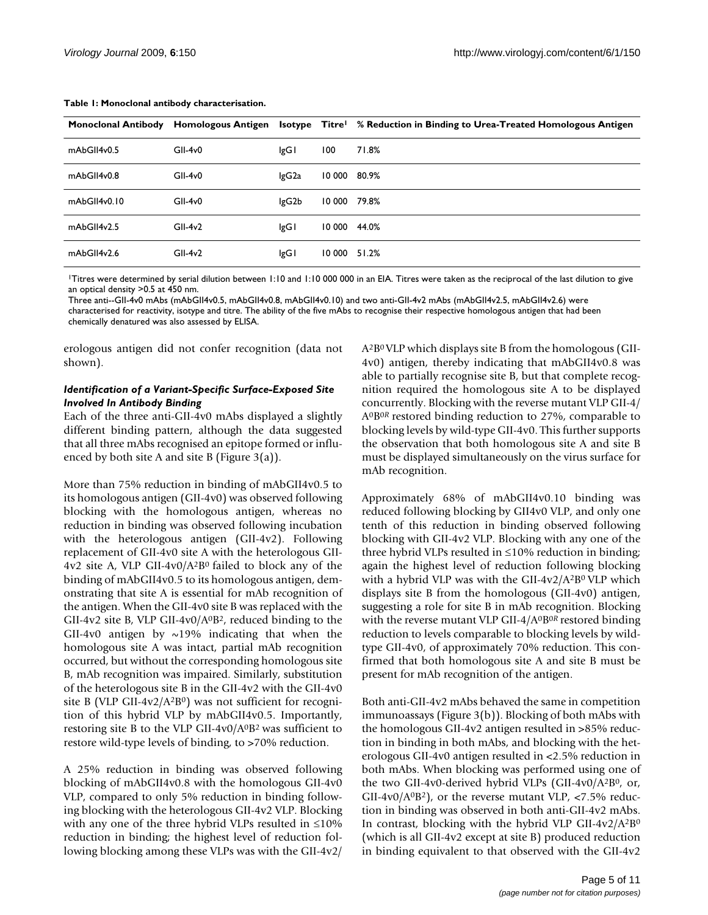**Table 1: Monoclonal antibody characterisation.**

| Monoclonal Antibody | Homologous Antigen | Isotype | Titre[1] | % Reduction in Binding to Urea-Treated Homologous Antigen |
|---|---|---|---|---|
| mAbGII4v0.5 | GII-4v0 | IgG1 | 100 | 71.8% |
| mAbGII4v0.8 | GII-4v0 | IgG2a | 10 000 | 80.9% |
| mAbGII4v0.10 | GII-4v0 | IgG2b | 10 000 | 79.8% |
| mAbGII4v2.5 | GII-4v2 | IgG1 | 10 000 | 44.0% |
| mAbGII4v2.6 | GII-4v2 | IgG1 | 10 000 | 51.2% |

[1]Titres were determined by serial dilution between 1:10 and 1:10 000 000 in an EIA. Titres were taken as the reciprocal of the last dilution to give an optical density >0.5 at 450 nm.

Three anti--GII-4v0 mAbs (mAbGII4v0.5, mAbGII4v0.8, mAbGII4v0.10) and two anti-GII-4v2 mAbs (mAbGII4v2.5, mAbGII4v2.6) were characterised for reactivity, isotype and titre. The ability of the five mAbs to recognise their respective homologous antigen that had been chemically denatured was also assessed by ELISA.

erologous antigen did not confer recognition (data not shown).

### *Identification of a Variant-Specific Surface-Exposed Site Involved In Antibody Binding*

Each of the three anti-GII-4v0 mAbs displayed a slightly different binding pattern, although the data suggested that all three mAbs recognised an epitope formed or influenced by both site A and site B (Figure 3(a)).

More than 75% reduction in binding of mAbGII4v0.5 to its homologous antigen (GII-4v0) was observed following blocking with the homologous antigen, whereas no reduction in binding was observed following incubation with the heterologous antigen (GII-4v2). Following replacement of GII-4v0 site A with the heterologous GII-4v2 site A, VLP GII-4v0/$A^2B^0$ failed to block any of the binding of mAbGII4v0.5 to its homologous antigen, demonstrating that site A is essential for mAb recognition of the antigen. When the GII-4v0 site B was replaced with the GII-4v2 site B, VLP GII-4v0/$A^0B^2$, reduced binding to the GII-4v0 antigen by ~19% indicating that when the homologous site A was intact, partial mAb recognition occurred, but without the corresponding homologous site B, mAb recognition was impaired. Similarly, substitution of the heterologous site B in the GII-4v2 with the GII-4v0 site B (VLP GII-4v2/$A^2B^0$) was not sufficient for recognition of this hybrid VLP by mAbGII4v0.5. Importantly, restoring site B to the VLP GII-4v0/$A^0B^2$ was sufficient to restore wild-type levels of binding, to >70% reduction.

A 25% reduction in binding was observed following blocking of mAbGII4v0.8 with the homologous GII-4v0 VLP, compared to only 5% reduction in binding following blocking with the heterologous GII-4v2 VLP. Blocking with any one of the three hybrid VLPs resulted in ≤10% reduction in binding; the highest level of reduction following blocking among these VLPs was with the GII-4v2/$A^2B^0$ VLP which displays site B from the homologous (GII-4v0) antigen, thereby indicating that mAbGII4v0.8 was able to partially recognise site B, but that complete recognition required the homologous site A to be displayed concurrently. Blocking with the reverse mutant VLP GII-4/$A^0B^{0R}$ restored binding reduction to 27%, comparable to blocking levels by wild-type GII-4v0. This further supports the observation that both homologous site A and site B must be displayed simultaneously on the virus surface for mAb recognition.

Approximately 68% of mAbGII4v0.10 binding was reduced following blocking by GII4v0 VLP, and only one tenth of this reduction in binding observed following blocking with GII-4v2 VLP. Blocking with any one of the three hybrid VLPs resulted in ≤10% reduction in binding; again the highest level of reduction following blocking with a hybrid VLP was with the GII-4v2/$A^2B^0$ VLP which displays site B from the homologous (GII-4v0) antigen, suggesting a role for site B in mAb recognition. Blocking with the reverse mutant VLP GII-4/$A^0B^{0R}$ restored binding reduction to levels comparable to blocking levels by wild-type GII-4v0, of approximately 70% reduction. This confirmed that both homologous site A and site B must be present for mAb recognition of the antigen.

Both anti-GII-4v2 mAbs behaved the same in competition immunoassays (Figure 3(b)). Blocking of both mAbs with the homologous GII-4v2 antigen resulted in >85% reduction in binding in both mAbs, and blocking with the heterologous GII-4v0 antigen resulted in <2.5% reduction in both mAbs. When blocking was performed using one of the two GII-4v0-derived hybrid VLPs (GII-4v0/$A^2B^0$, or, GII-4v0/$A^0B^2$), or the reverse mutant VLP, <7.5% reduction in binding was observed in both anti-GII-4v2 mAbs. In contrast, blocking with the hybrid VLP GII-4v2/$A^2B^0$ (which is all GII-4v2 except at site B) produced reduction in binding equivalent to that observed with the GII-4v2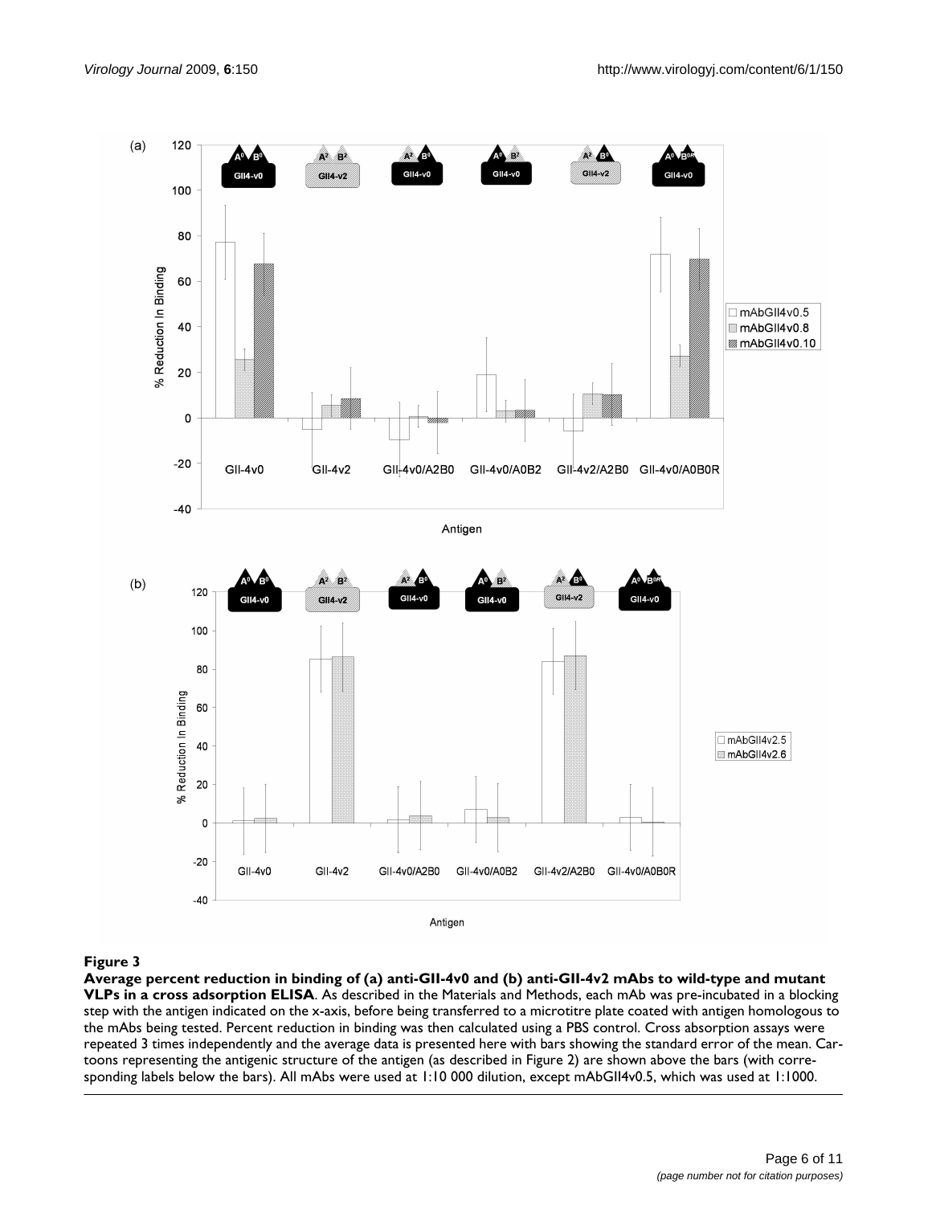**Figure 3**

**Average percent reduction in binding of (a) anti-GII-4v0 and (b) anti-GII-4v2 mAbs to wild-type and mutant VLPs in a cross adsorption ELISA**. As described in the Materials and Methods, each mAb was pre-incubated in a blocking step with the antigen indicated on the x-axis, before being transferred to a microtitre plate coated with antigen homologous to the mAbs being tested. Percent reduction in binding was then calculated using a PBS control. Cross absorption assays were repeated 3 times independently and the average data is presented here with bars showing the standard error of the mean. Cartoons representing the antigenic structure of the antigen (as described in Figure 2) are shown above the bars (with corresponding labels below the bars). All mAbs were used at 1:10 000 dilution, except mAbGII4v0.5, which was used at 1:1000.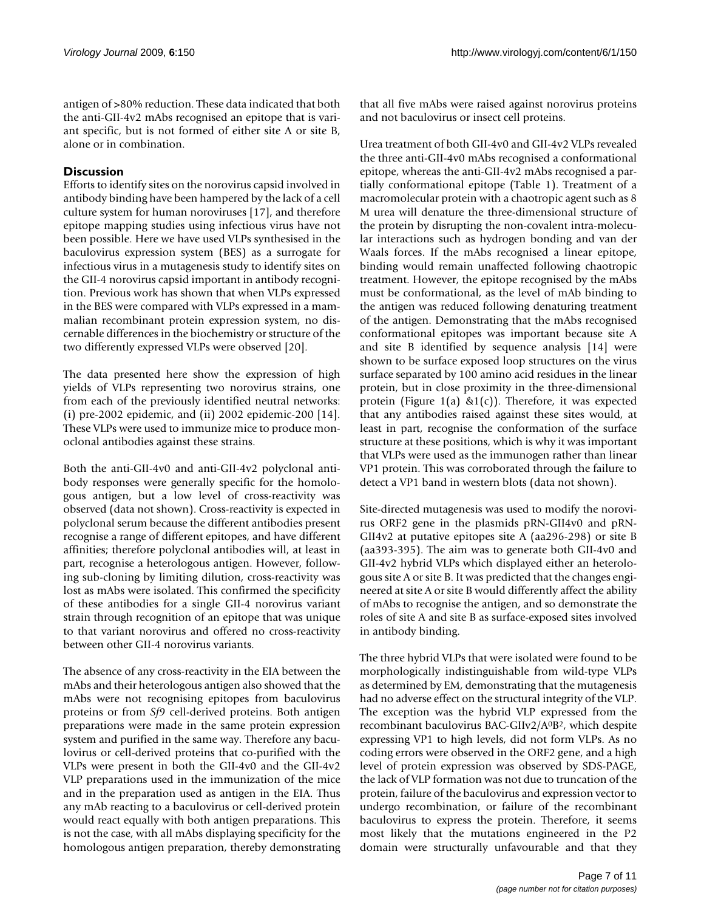antigen of >80% reduction. These data indicated that both the anti-GII-4v2 mAbs recognised an epitope that is variant specific, but is not formed of either site A or site B, alone or in combination.

## Discussion

Efforts to identify sites on the norovirus capsid involved in antibody binding have been hampered by the lack of a cell culture system for human noroviruses [17], and therefore epitope mapping studies using infectious virus have not been possible. Here we have used VLPs synthesised in the baculovirus expression system (BES) as a surrogate for infectious virus in a mutagenesis study to identify sites on the GII-4 norovirus capsid important in antibody recognition. Previous work has shown that when VLPs expressed in the BES were compared with VLPs expressed in a mammalian recombinant protein expression system, no discernable differences in the biochemistry or structure of the two differently expressed VLPs were observed [20].

The data presented here show the expression of high yields of VLPs representing two norovirus strains, one from each of the previously identified neutral networks: (i) pre-2002 epidemic, and (ii) 2002 epidemic-200 [14]. These VLPs were used to immunize mice to produce monoclonal antibodies against these strains.

Both the anti-GII-4v0 and anti-GII-4v2 polyclonal antibody responses were generally specific for the homologous antigen, but a low level of cross-reactivity was observed (data not shown). Cross-reactivity is expected in polyclonal serum because the different antibodies present recognise a range of different epitopes, and have different affinities; therefore polyclonal antibodies will, at least in part, recognise a heterologous antigen. However, following sub-cloning by limiting dilution, cross-reactivity was lost as mAbs were isolated. This confirmed the specificity of these antibodies for a single GII-4 norovirus variant strain through recognition of an epitope that was unique to that variant norovirus and offered no cross-reactivity between other GII-4 norovirus variants.

The absence of any cross-reactivity in the EIA between the mAbs and their heterologous antigen also showed that the mAbs were not recognising epitopes from baculovirus proteins or from *Sf9* cell-derived proteins. Both antigen preparations were made in the same protein expression system and purified in the same way. Therefore any baculovirus or cell-derived proteins that co-purified with the VLPs were present in both the GII-4v0 and the GII-4v2 VLP preparations used in the immunization of the mice and in the preparation used as antigen in the EIA. Thus any mAb reacting to a baculovirus or cell-derived protein would react equally with both antigen preparations. This is not the case, with all mAbs displaying specificity for the homologous antigen preparation, thereby demonstrating that all five mAbs were raised against norovirus proteins and not baculovirus or insect cell proteins.

Urea treatment of both GII-4v0 and GII-4v2 VLPs revealed the three anti-GII-4v0 mAbs recognised a conformational epitope, whereas the anti-GII-4v2 mAbs recognised a partially conformational epitope (Table 1). Treatment of a macromolecular protein with a chaotropic agent such as 8 M urea will denature the three-dimensional structure of the protein by disrupting the non-covalent intra-molecular interactions such as hydrogen bonding and van der Waals forces. If the mAbs recognised a linear epitope, binding would remain unaffected following chaotropic treatment. However, the epitope recognised by the mAbs must be conformational, as the level of mAb binding to the antigen was reduced following denaturing treatment of the antigen. Demonstrating that the mAbs recognised conformational epitopes was important because site A and site B identified by sequence analysis [14] were shown to be surface exposed loop structures on the virus surface separated by 100 amino acid residues in the linear protein, but in close proximity in the three-dimensional protein (Figure 1(a) &1(c)). Therefore, it was expected that any antibodies raised against these sites would, at least in part, recognise the conformation of the surface structure at these positions, which is why it was important that VLPs were used as the immunogen rather than linear VP1 protein. This was corroborated through the failure to detect a VP1 band in western blots (data not shown).

Site-directed mutagenesis was used to modify the norovirus ORF2 gene in the plasmids pRN-GII4v0 and pRN-GII4v2 at putative epitopes site A (aa296-298) or site B (aa393-395). The aim was to generate both GII-4v0 and GII-4v2 hybrid VLPs which displayed either an heterologous site A or site B. It was predicted that the changes engineered at site A or site B would differently affect the ability of mAbs to recognise the antigen, and so demonstrate the roles of site A and site B as surface-exposed sites involved in antibody binding.

The three hybrid VLPs that were isolated were found to be morphologically indistinguishable from wild-type VLPs as determined by EM, demonstrating that the mutagenesis had no adverse effect on the structural integrity of the VLP. The exception was the hybrid VLP expressed from the recombinant baculovirus BAC-GIIv2/$A^0B^2$, which despite expressing VP1 to high levels, did not form VLPs. As no coding errors were observed in the ORF2 gene, and a high level of protein expression was observed by SDS-PAGE, the lack of VLP formation was not due to truncation of the protein, failure of the baculovirus and expression vector to undergo recombination, or failure of the recombinant baculovirus to express the protein. Therefore, it seems most likely that the mutations engineered in the P2 domain were structurally unfavourable and that they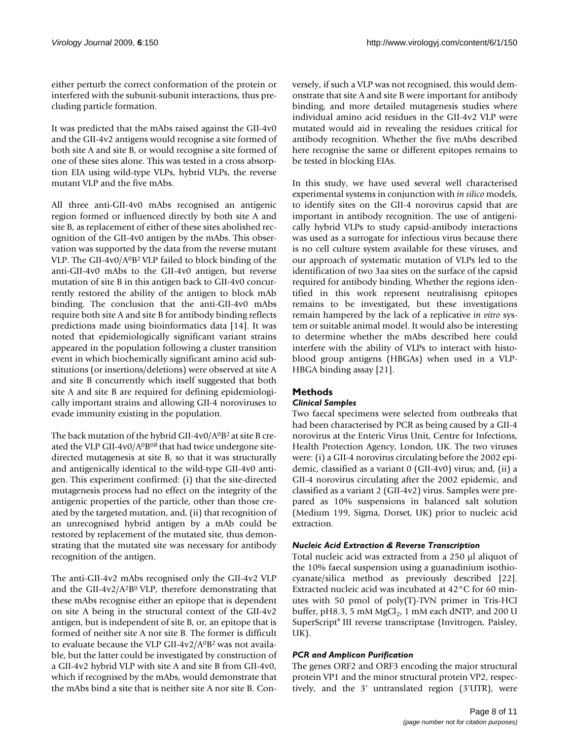either perturb the correct conformation of the protein or interfered with the subunit-subunit interactions, thus precluding particle formation.

It was predicted that the mAbs raised against the GII-4v0 and the GII-4v2 antigens would recognise a site formed of both site A and site B, or would recognise a site formed of one of these sites alone. This was tested in a cross absorption EIA using wild-type VLPs, hybrid VLPs, the reverse mutant VLP and the five mAbs.

All three anti-GII-4v0 mAbs recognised an antigenic region formed or influenced directly by both site A and site B, as replacement of either of these sites abolished recognition of the GII-4v0 antigen by the mAbs. This observation was supported by the data from the reverse mutant VLP. The GII-4v0/$A^0B^2$ VLP failed to block binding of the anti-GII-4v0 mAbs to the GII-4v0 antigen, but reverse mutation of site B in this antigen back to GII-4v0 concurrently restored the ability of the antigen to block mAb binding. The conclusion that the anti-GII-4v0 mAbs require both site A and site B for antibody binding reflects predictions made using bioinformatics data [14]. It was noted that epidemiologically significant variant strains appeared in the population following a cluster transition event in which biochemically significant amino acid substitutions (or insertions/deletions) were observed at site A and site B concurrently which itself suggested that both site A and site B are required for defining epidemiologically important strains and allowing GII-4 noroviruses to evade immunity existing in the population.

The back mutation of the hybrid GII-4v0/$A^0B^2$ at site B created the VLP GII-4v0/$A^0B^{0R}$ that had twice undergone site-directed mutagenesis at site B, so that it was structurally and antigenically identical to the wild-type GII-4v0 antigen. This experiment confirmed: (i) that the site-directed mutagenesis process had no effect on the integrity of the antigenic properties of the particle, other than those created by the targeted mutation, and, (ii) that recognition of an unrecognised hybrid antigen by a mAb could be restored by replacement of the mutated site, thus demonstrating that the mutated site was necessary for antibody recognition of the antigen.

The anti-GII-4v2 mAbs recognised only the GII-4v2 VLP and the GII-4v2/$A^2B^0$ VLP, therefore demonstrating that these mAbs recognise either an epitope that is dependent on site A being in the structural context of the GII-4v2 antigen, but is independent of site B, or, an epitope that is formed of neither site A nor site B. The former is difficult to evaluate because the VLP GII-4v2/$A^0B^2$ was not available, but the latter could be investigated by construction of a GII-4v2 hybrid VLP with site A and site B from GII-4v0, which if recognised by the mAbs, would demonstrate that the mAbs bind a site that is neither site A nor site B. Conversely, if such a VLP was not recognised, this would demonstrate that site A and site B were important for antibody binding, and more detailed mutagenesis studies where individual amino acid residues in the GII-4v2 VLP were mutated would aid in revealing the residues critical for antibody recognition. Whether the five mAbs described here recognise the same or different epitopes remains to be tested in blocking EIAs.

In this study, we have used several well characterised experimental systems in conjunction with *in silico* models, to identify sites on the GII-4 norovirus capsid that are important in antibody recognition. The use of antigenically hybrid VLPs to study capsid-antibody interactions was used as a surrogate for infectious virus because there is no cell culture system available for these viruses, and our approach of systematic mutation of VLPs led to the identification of two 3aa sites on the surface of the capsid required for antibody binding. Whether the regions identified in this work represent neutralisisng epitopes remains to be investigated, but these investigations remain hampered by the lack of a replicative *in vitro* system or suitable animal model. It would also be interesting to determine whether the mAbs described here could interfere with the ability of VLPs to interact with histo-blood group antigens (HBGAs) when used in a VLP-HBGA binding assay [21].

## Methods

### *Clinical Samples*

Two faecal specimens were selected from outbreaks that had been characterised by PCR as being caused by a GII-4 norovirus at the Enteric Virus Unit, Centre for Infections, Health Protection Agency, London, UK. The two viruses were: (i) a GII-4 norovirus circulating before the 2002 epidemic, classified as a variant 0 (GII-4v0) virus; and, (ii) a GII-4 norovirus circulating after the 2002 epidemic, and classified as a variant 2 (GII-4v2) virus. Samples were prepared as 10% suspensions in balanced salt solution (Medium 199, Sigma, Dorset, UK) prior to nucleic acid extraction.

### *Nucleic Acid Extraction & Reverse Transcription*

Total nucleic acid was extracted from a 250 μl aliquot of the 10% faecal suspension using a guanadinium isothiocyanate/silica method as previously described [22]. Extracted nucleic acid was incubated at 42°C for 60 minutes with 50 pmol of poly(T)-TVN primer in Tris-HCl buffer, pH8.3, 5 mM $MgCl_2$, 1 mM each dNTP, and 200 U SuperScript® III reverse transcriptase (Invitrogen, Paisley, UK).

### *PCR and Amplicon Purification*

The genes ORF2 and ORF3 encoding the major structural protein VP1 and the minor structural protein VP2, respectively, and the 3' untranslated region (3'UTR), were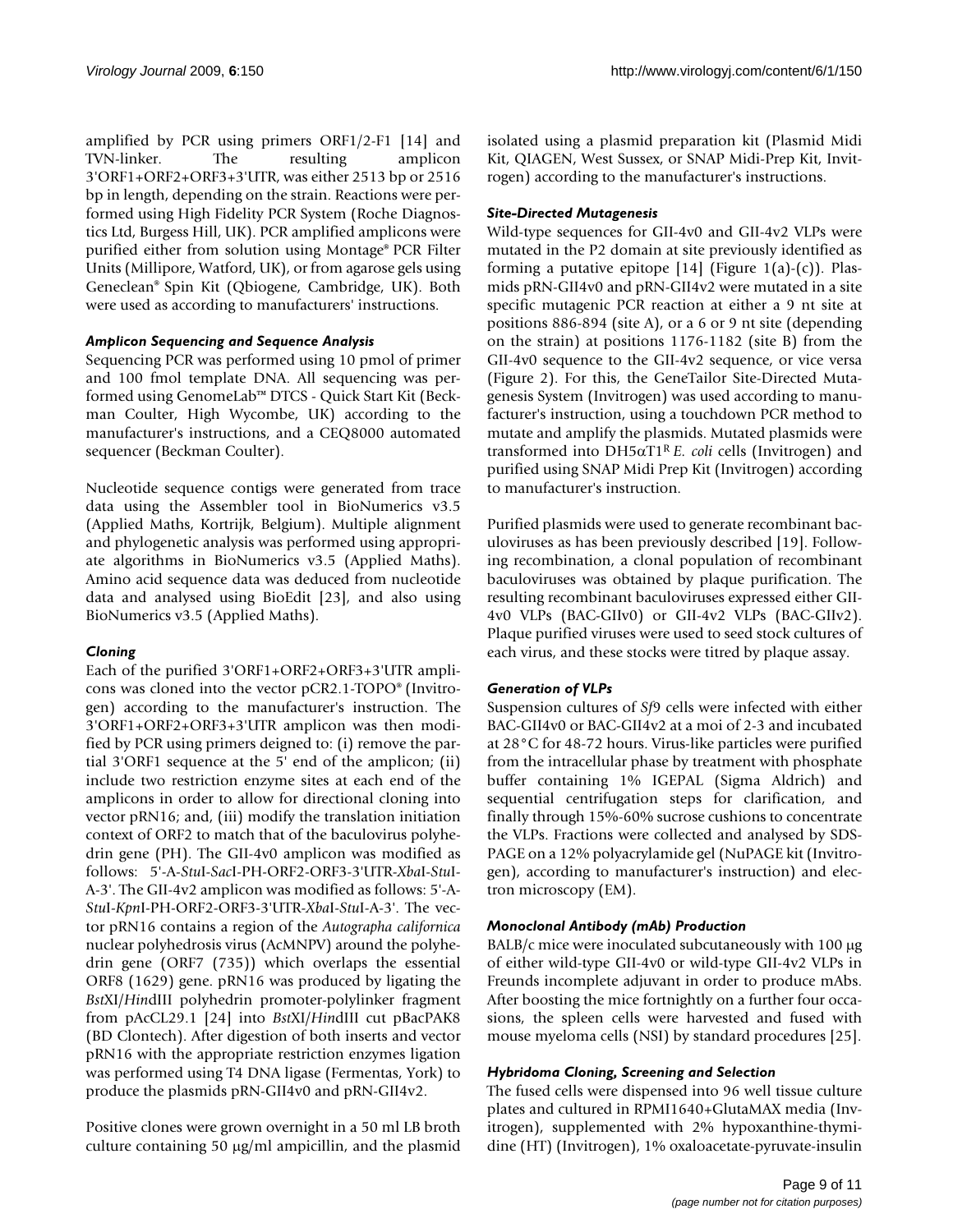amplified by PCR using primers ORF1/2-F1 [14] and TVN-linker. The resulting amplicon 3'ORF1+ORF2+ORF3+3'UTR, was either 2513 bp or 2516 bp in length, depending on the strain. Reactions were performed using High Fidelity PCR System (Roche Diagnostics Ltd, Burgess Hill, UK). PCR amplified amplicons were purified either from solution using Montage® PCR Filter Units (Millipore, Watford, UK), or from agarose gels using Geneclean® Spin Kit (Qbiogene, Cambridge, UK). Both were used as according to manufacturers' instructions.

### *Amplicon Sequencing and Sequence Analysis*

Sequencing PCR was performed using 10 pmol of primer and 100 fmol template DNA. All sequencing was performed using GenomeLab™ DTCS - Quick Start Kit (Beckman Coulter, High Wycombe, UK) according to the manufacturer's instructions, and a CEQ8000 automated sequencer (Beckman Coulter).

Nucleotide sequence contigs were generated from trace data using the Assembler tool in BioNumerics v3.5 (Applied Maths, Kortrijk, Belgium). Multiple alignment and phylogenetic analysis was performed using appropriate algorithms in BioNumerics v3.5 (Applied Maths). Amino acid sequence data was deduced from nucleotide data and analysed using BioEdit [23], and also using BioNumerics v3.5 (Applied Maths).

### *Cloning*

Each of the purified 3'ORF1+ORF2+ORF3+3'UTR amplicons was cloned into the vector pCR2.1-TOPO® (Invitrogen) according to the manufacturer's instruction. The 3'ORF1+ORF2+ORF3+3'UTR amplicon was then modified by PCR using primers deigned to: (i) remove the partial 3'ORF1 sequence at the 5' end of the amplicon; (ii) include two restriction enzyme sites at each end of the amplicons in order to allow for directional cloning into vector pRN16; and, (iii) modify the translation initiation context of ORF2 to match that of the baculovirus polyhedrin gene (PH). The GII-4v0 amplicon was modified as follows: 5'-A-*Stu*I-*Sac*I-PH-ORF2-ORF3-3'UTR-*Xba*I-*Stu*I-A-3'. The GII-4v2 amplicon was modified as follows: 5'-A-*Stu*I-*Kpn*I-PH-ORF2-ORF3-3'UTR-*Xba*I-*Stu*I-A-3'. The vector pRN16 contains a region of the *Autographa californica* nuclear polyhedrosis virus (AcMNPV) around the polyhedrin gene (ORF7 (735)) which overlaps the essential ORF8 (1629) gene. pRN16 was produced by ligating the *Bst*XI/*Hin*dIII polyhedrin promoter-polylinker fragment from pAcCL29.1 [24] into *Bst*XI/*Hin*dIII cut pBacPAK8 (BD Clontech). After digestion of both inserts and vector pRN16 with the appropriate restriction enzymes ligation was performed using T4 DNA ligase (Fermentas, York) to produce the plasmids pRN-GII4v0 and pRN-GII4v2.

Positive clones were grown overnight in a 50 ml LB broth culture containing 50 μg/ml ampicillin, and the plasmid isolated using a plasmid preparation kit (Plasmid Midi Kit, QIAGEN, West Sussex, or SNAP Midi-Prep Kit, Invitrogen) according to the manufacturer's instructions.

### *Site-Directed Mutagenesis*

Wild-type sequences for GII-4v0 and GII-4v2 VLPs were mutated in the P2 domain at site previously identified as forming a putative epitope [14] (Figure 1(a)-(c)). Plasmids pRN-GII4v0 and pRN-GII4v2 were mutated in a site specific mutagenic PCR reaction at either a 9 nt site at positions 886-894 (site A), or a 6 or 9 nt site (depending on the strain) at positions 1176-1182 (site B) from the GII-4v0 sequence to the GII-4v2 sequence, or vice versa (Figure 2). For this, the GeneTailor Site-Directed Mutagenesis System (Invitrogen) was used according to manufacturer's instruction, using a touchdown PCR method to mutate and amplify the plasmids. Mutated plasmids were transformed into DH5αT1[R] *E. coli* cells (Invitrogen) and purified using SNAP Midi Prep Kit (Invitrogen) according to manufacturer's instruction.

Purified plasmids were used to generate recombinant baculoviruses as has been previously described [19]. Following recombination, a clonal population of recombinant baculoviruses was obtained by plaque purification. The resulting recombinant baculoviruses expressed either GII-4v0 VLPs (BAC-GIIv0) or GII-4v2 VLPs (BAC-GIIv2). Plaque purified viruses were used to seed stock cultures of each virus, and these stocks were titred by plaque assay.

### *Generation of VLPs*

Suspension cultures of *Sf*9 cells were infected with either BAC-GII4v0 or BAC-GII4v2 at a moi of 2-3 and incubated at 28°C for 48-72 hours. Virus-like particles were purified from the intracellular phase by treatment with phosphate buffer containing 1% IGEPAL (Sigma Aldrich) and sequential centrifugation steps for clarification, and finally through 15%-60% sucrose cushions to concentrate the VLPs. Fractions were collected and analysed by SDS-PAGE on a 12% polyacrylamide gel (NuPAGE kit (Invitrogen), according to manufacturer's instruction) and electron microscopy (EM).

### *Monoclonal Antibody (mAb) Production*

BALB/c mice were inoculated subcutaneously with 100 μg of either wild-type GII-4v0 or wild-type GII-4v2 VLPs in Freunds incomplete adjuvant in order to produce mAbs. After boosting the mice fortnightly on a further four occasions, the spleen cells were harvested and fused with mouse myeloma cells (NSI) by standard procedures [25].

### *Hybridoma Cloning, Screening and Selection*

The fused cells were dispensed into 96 well tissue culture plates and cultured in RPMI1640+GlutaMAX media (Invitrogen), supplemented with 2% hypoxanthine-thymidine (HT) (Invitrogen), 1% oxaloacetate-pyruvate-insulin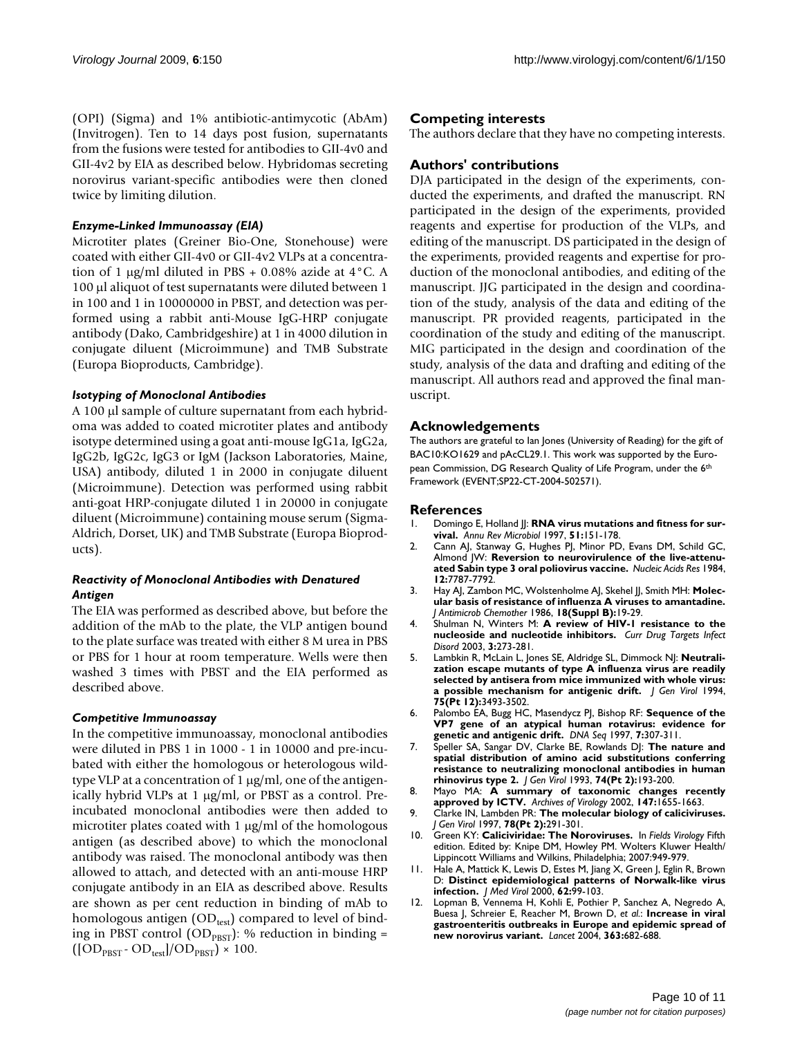(OPI) (Sigma) and 1% antibiotic-antimycotic (AbAm) (Invitrogen). Ten to 14 days post fusion, supernatants from the fusions were tested for antibodies to GII-4v0 and GII-4v2 by EIA as described below. Hybridomas secreting norovirus variant-specific antibodies were then cloned twice by limiting dilution.

### *Enzyme-Linked Immunoassay (EIA)*

Microtiter plates (Greiner Bio-One, Stonehouse) were coated with either GII-4v0 or GII-4v2 VLPs at a concentration of 1 μg/ml diluted in PBS + 0.08% azide at 4°C. A 100 μl aliquot of test supernatants were diluted between 1 in 100 and 1 in 10000000 in PBST, and detection was performed using a rabbit anti-Mouse IgG-HRP conjugate antibody (Dako, Cambridgeshire) at 1 in 4000 dilution in conjugate diluent (Microimmune) and TMB Substrate (Europa Bioproducts, Cambridge).

### *Isotyping of Monoclonal Antibodies*

A 100 μl sample of culture supernatant from each hybridoma was added to coated microtiter plates and antibody isotype determined using a goat anti-mouse IgG1a, IgG2a, IgG2b, IgG2c, IgG3 or IgM (Jackson Laboratories, Maine, USA) antibody, diluted 1 in 2000 in conjugate diluent (Microimmune). Detection was performed using rabbit anti-goat HRP-conjugate diluted 1 in 20000 in conjugate diluent (Microimmune) containing mouse serum (Sigma-Aldrich, Dorset, UK) and TMB Substrate (Europa Bioproducts).

### *Reactivity of Monoclonal Antibodies with Denatured Antigen*

The EIA was performed as described above, but before the addition of the mAb to the plate, the VLP antigen bound to the plate surface was treated with either 8 M urea in PBS or PBS for 1 hour at room temperature. Wells were then washed 3 times with PBST and the EIA performed as described above.

### *Competitive Immunoassay*

In the competitive immunoassay, monoclonal antibodies were diluted in PBS 1 in 1000 - 1 in 10000 and pre-incubated with either the homologous or heterologous wild-type VLP at a concentration of 1 μg/ml, one of the antigenically hybrid VLPs at 1 μg/ml, or PBST as a control. Pre-incubated monoclonal antibodies were then added to microtiter plates coated with 1 μg/ml of the homologous antigen (as described above) to which the monoclonal antibody was raised. The monoclonal antibody was then allowed to attach, and detected with an anti-mouse HRP conjugate antibody in an EIA as described above. Results are shown as per cent reduction in binding of mAb to homologous antigen ($OD_{test}$) compared to level of binding in PBST control ($OD_{PBST}$): % reduction in binding = $([OD_{PBST} - OD_{test}]/OD_{PBST}) \times 100$.

## Competing interests

The authors declare that they have no competing interests.

## Authors' contributions

DJA participated in the design of the experiments, conducted the experiments, and drafted the manuscript. RN participated in the design of the experiments, provided reagents and expertise for production of the VLPs, and editing of the manuscript. DS participated in the design of the experiments, provided reagents and expertise for production of the monoclonal antibodies, and editing of the manuscript. JJG participated in the design and coordination of the study, analysis of the data and editing of the manuscript. PR provided reagents, participated in the coordination of the study and editing of the manuscript. MIG participated in the design and coordination of the study, analysis of the data and drafting and editing of the manuscript. All authors read and approved the final manuscript.

## Acknowledgements

The authors are grateful to Ian Jones (University of Reading) for the gift of BAC10:KO1629 and pAcCL29.1. This work was supported by the European Commission, DG Research Quality of Life Program, under the 6th Framework (EVENT;SP22-CT-2004-502571).

## References

1. Domingo E, Holland JJ: **RNA virus mutations and fitness for survival.** *Annu Rev Microbiol* 1997, **51:**151-178.
2. Cann AJ, Stanway G, Hughes PJ, Minor PD, Evans DM, Schild GC, Almond JW: **Reversion to neurovirulence of the live-attenuated Sabin type 3 oral poliovirus vaccine.** *Nucleic Acids Res* 1984, **12:**7787-7792.
3. Hay AJ, Zambon MC, Wolstenholme AJ, Skehel JJ, Smith MH: **Molecular basis of resistance of influenza A viruses to amantadine.** *J Antimicrob Chemother* 1986, **18(Suppl B):**19-29.
4. Shulman N, Winters M: **A review of HIV-1 resistance to the nucleoside and nucleotide inhibitors.** *Curr Drug Targets Infect Disord* 2003, **3:**273-281.
5. Lambkin R, McLain L, Jones SE, Aldridge SL, Dimmock NJ: **Neutralization escape mutants of type A influenza virus are readily selected by antisera from mice immunized with whole virus: a possible mechanism for antigenic drift.** *J Gen Virol* 1994, **75(Pt 12):**3493-3502.
6. Palombo EA, Bugg HC, Masendycz PJ, Bishop RF: **Sequence of the VP7 gene of an atypical human rotavirus: evidence for genetic and antigenic drift.** *DNA Seq* 1997, **7:**307-311.
7. Speller SA, Sangar DV, Clarke BE, Rowlands DJ: **The nature and spatial distribution of amino acid substitutions conferring resistance to neutralizing monoclonal antibodies in human rhinovirus type 2.** *J Gen Virol* 1993, **74(Pt 2):**193-200.
8. Mayo MA: **A summary of taxonomic changes recently approved by ICTV.** *Archives of Virology* 2002, **147:**1655-1663.
9. Clarke IN, Lambden PR: **The molecular biology of caliciviruses.** *J Gen Virol* 1997, **78(Pt 2):**291-301.
10. Green KY: **Caliciviridae: The Noroviruses.** In *Fields Virology* Fifth edition. Edited by: Knipe DM, Howley PM. Wolters Kluwer Health/ Lippincott Williams and Wilkins, Philadelphia; 2007:949-979.
11. Hale A, Mattick K, Lewis D, Estes M, Jiang X, Green J, Eglin R, Brown D: **Distinct epidemiological patterns of Norwalk-like virus infection.** *J Med Virol* 2000, **62:**99-103.
12. Lopman B, Vennema H, Kohli E, Pothier P, Sanchez A, Negredo A, Buesa J, Schreier E, Reacher M, Brown D, *et al.*: **Increase in viral gastroenteritis outbreaks in Europe and epidemic spread of new norovirus variant.** *Lancet* 2004, **363:**682-688.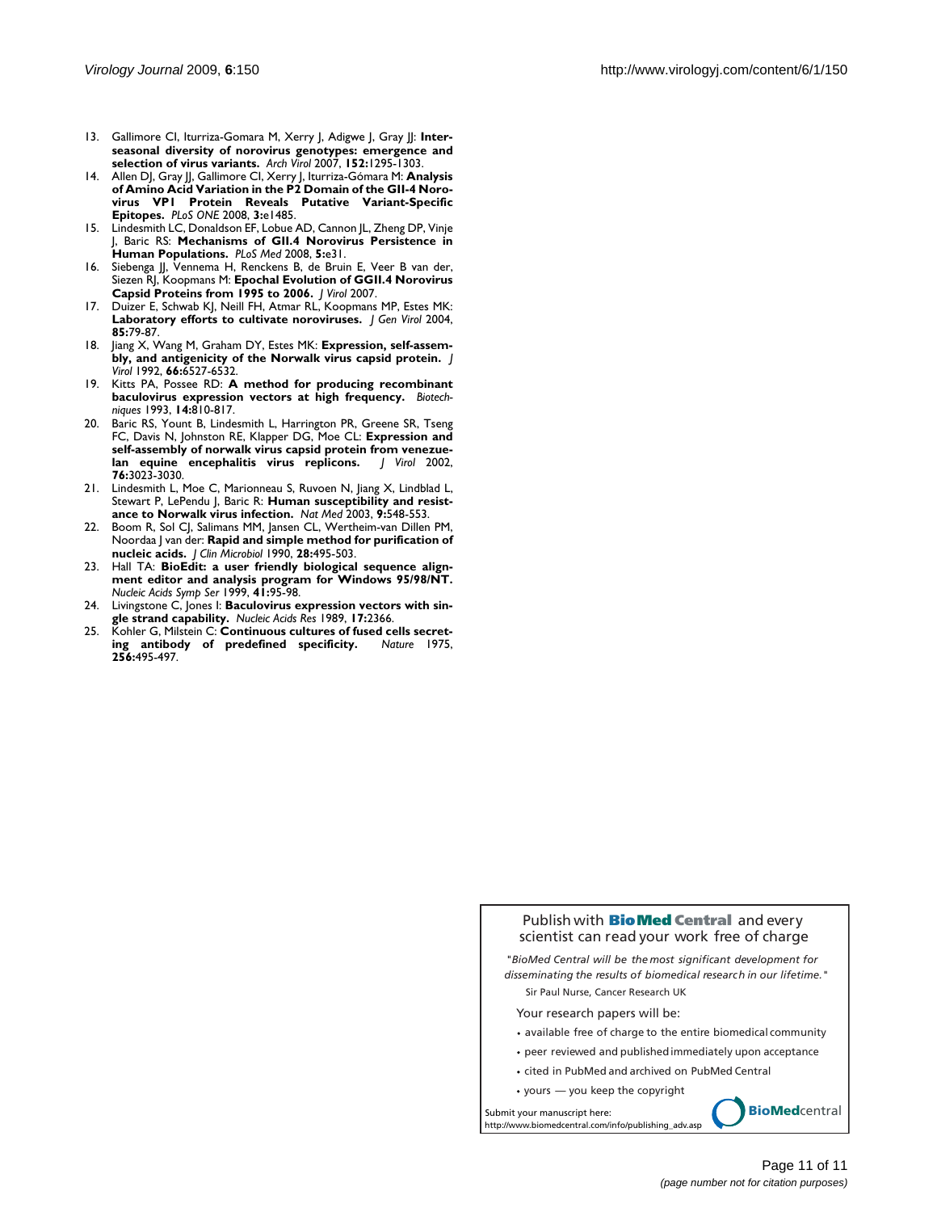13. Gallimore CI, Iturriza-Gomara M, Xerry J, Adigwe J, Gray JJ: **Inter-seasonal diversity of norovirus genotypes: emergence and selection of virus variants.** *Arch Virol* 2007, **152:**1295-1303.
14. Allen DJ, Gray JJ, Gallimore CI, Xerry J, Iturriza-Gómara M: **Analysis of Amino Acid Variation in the P2 Domain of the GII-4 Norovirus VP1 Protein Reveals Putative Variant-Specific Epitopes.** *PLoS ONE* 2008, **3:**e1485.
15. Lindesmith LC, Donaldson EF, Lobue AD, Cannon JL, Zheng DP, Vinje J, Baric RS: **Mechanisms of GII.4 Norovirus Persistence in Human Populations.** *PLoS Med* 2008, **5:**e31.
16. Siebenga JJ, Vennema H, Renckens B, de Bruin E, Veer B van der, Siezen RJ, Koopmans M: **Epochal Evolution of GGII.4 Norovirus Capsid Proteins from 1995 to 2006.** *J Virol* 2007.
17. Duizer E, Schwab KJ, Neill FH, Atmar RL, Koopmans MP, Estes MK: **Laboratory efforts to cultivate noroviruses.** *J Gen Virol* 2004, **85:**79-87.
18. Jiang X, Wang M, Graham DY, Estes MK: **Expression, self-assembly, and antigenicity of the Norwalk virus capsid protein.** *J Virol* 1992, **66:**6527-6532.
19. Kitts PA, Possee RD: **A method for producing recombinant baculovirus expression vectors at high frequency.** *Biotechniques* 1993, **14:**810-817.
20. Baric RS, Yount B, Lindesmith L, Harrington PR, Greene SR, Tseng FC, Davis N, Johnston RE, Klapper DG, Moe CL: **Expression and self-assembly of norwalk virus capsid protein from venezuelan equine encephalitis virus replicons.** *J Virol* 2002, **76:**3023-3030.
21. Lindesmith L, Moe C, Marionneau S, Ruvoen N, Jiang X, Lindblad L, Stewart P, LePendu J, Baric R: **Human susceptibility and resistance to Norwalk virus infection.** *Nat Med* 2003, **9:**548-553.
22. Boom R, Sol CJ, Salimans MM, Jansen CL, Wertheim-van Dillen PM, Noordaa J van der: **Rapid and simple method for purification of nucleic acids.** *J Clin Microbiol* 1990, **28:**495-503.
23. Hall TA: **BioEdit: a user friendly biological sequence alignment editor and analysis program for Windows 95/98/NT.** *Nucleic Acids Symp Ser* 1999, **41:**95-98.
24. Livingstone C, Jones I: **Baculovirus expression vectors with single strand capability.** *Nucleic Acids Res* 1989, **17:**2366.
25. Kohler G, Milstein C: **Continuous cultures of fused cells secreting antibody of predefined specificity.** *Nature* 1975, **256:**495-497.

Publish with **BioMed Central** and every scientist can read your work free of charge

*"BioMed Central will be the most significant development for disseminating the results of biomedical research in our lifetime."*
Sir Paul Nurse, Cancer Research UK

Your research papers will be:

- available free of charge to the entire biomedical community
- peer reviewed and published immediately upon acceptance
- cited in PubMed and archived on PubMed Central
- yours — you keep the copyright

Submit your manuscript here:
http://www.biomedcentral.com/info/publishing_adv.asp

**BioMed**central